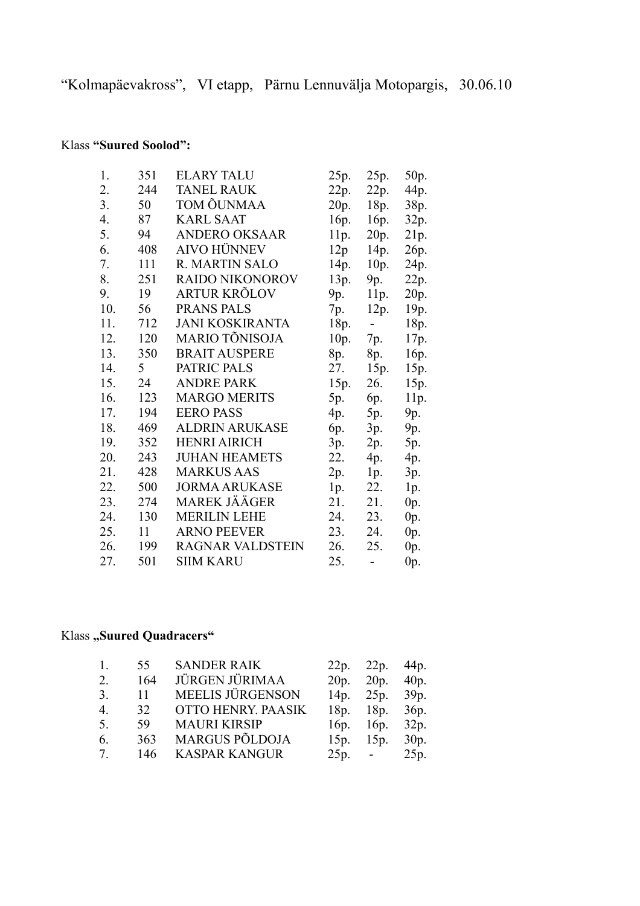“Kolmapäevakross”, VI etapp, Pärnu Lennuvälja Motopargis, 30.06.10

Klass **“Suured Soolod”:**

| | | | | | |
|---|---|---|---|---|---|
| 1. | 351 | ELARY TALU | 25p. | 25p. | 50p. |
| 2. | 244 | TANEL RAUK | 22p. | 22p. | 44p. |
| 3. | 50 | TOM ÕUNMAA | 20p. | 18p. | 38p. |
| 4. | 87 | KARL SAAT | 16p. | 16p. | 32p. |
| 5. | 94 | ANDERO OKSAAR | 11p. | 20p. | 21p. |
| 6. | 408 | AIVO HÜNNEV | 12p | 14p. | 26p. |
| 7. | 111 | R. MARTIN SALO | 14p. | 10p. | 24p. |
| 8. | 251 | RAIDO NIKONOROV | 13p. | 9p. | 22p. |
| 9. | 19 | ARTUR KRÕLOV | 9p. | 11p. | 20p. |
| 10. | 56 | PRANS PALS | 7p. | 12p. | 19p. |
| 11. | 712 | JANI KOSKIRANTA | 18p. | - | 18p. |
| 12. | 120 | MARIO TÕNISOJA | 10p. | 7p. | 17p. |
| 13. | 350 | BRAIT AUSPERE | 8p. | 8p. | 16p. |
| 14. | 5 | PATRIC PALS | 27. | 15p. | 15p. |
| 15. | 24 | ANDRE PARK | 15p. | 26. | 15p. |
| 16. | 123 | MARGO MERITS | 5p. | 6p. | 11p. |
| 17. | 194 | EERO PASS | 4p. | 5p. | 9p. |
| 18. | 469 | ALDRIN ARUKASE | 6p. | 3p. | 9p. |
| 19. | 352 | HENRI AIRICH | 3p. | 2p. | 5p. |
| 20. | 243 | JUHAN HEAMETS | 22. | 4p. | 4p. |
| 21. | 428 | MARKUS AAS | 2p. | 1p. | 3p. |
| 22. | 500 | JORMA ARUKASE | 1p. | 22. | 1p. |
| 23. | 274 | MAREK JÄÄGER | 21. | 21. | 0p. |
| 24. | 130 | MERILIN LEHE | 24. | 23. | 0p. |
| 25. | 11 | ARNO PEEVER | 23. | 24. | 0p. |
| 26. | 199 | RAGNAR VALDSTEIN | 26. | 25. | 0p. |
| 27. | 501 | SIIM KARU | 25. | - | 0p. |

Klass **„Suured Quadracers“**

| | | | | | |
|---|---|---|---|---|---|
| 1. | 55 | SANDER RAIK | 22p. | 22p. | 44p. |
| 2. | 164 | JÜRGEN JÜRIMAA | 20p. | 20p. | 40p. |
| 3. | 11 | MEELIS JÜRGENSON | 14p. | 25p. | 39p. |
| 4. | 32 | OTTO HENRY. PAASIK | 18p. | 18p. | 36p. |
| 5. | 59 | MAURI KIRSIP | 16p. | 16p. | 32p. |
| 6. | 363 | MARGUS PÕLDOJA | 15p. | 15p. | 30p. |
| 7. | 146 | KASPAR KANGUR | 25p. | - | 25p. |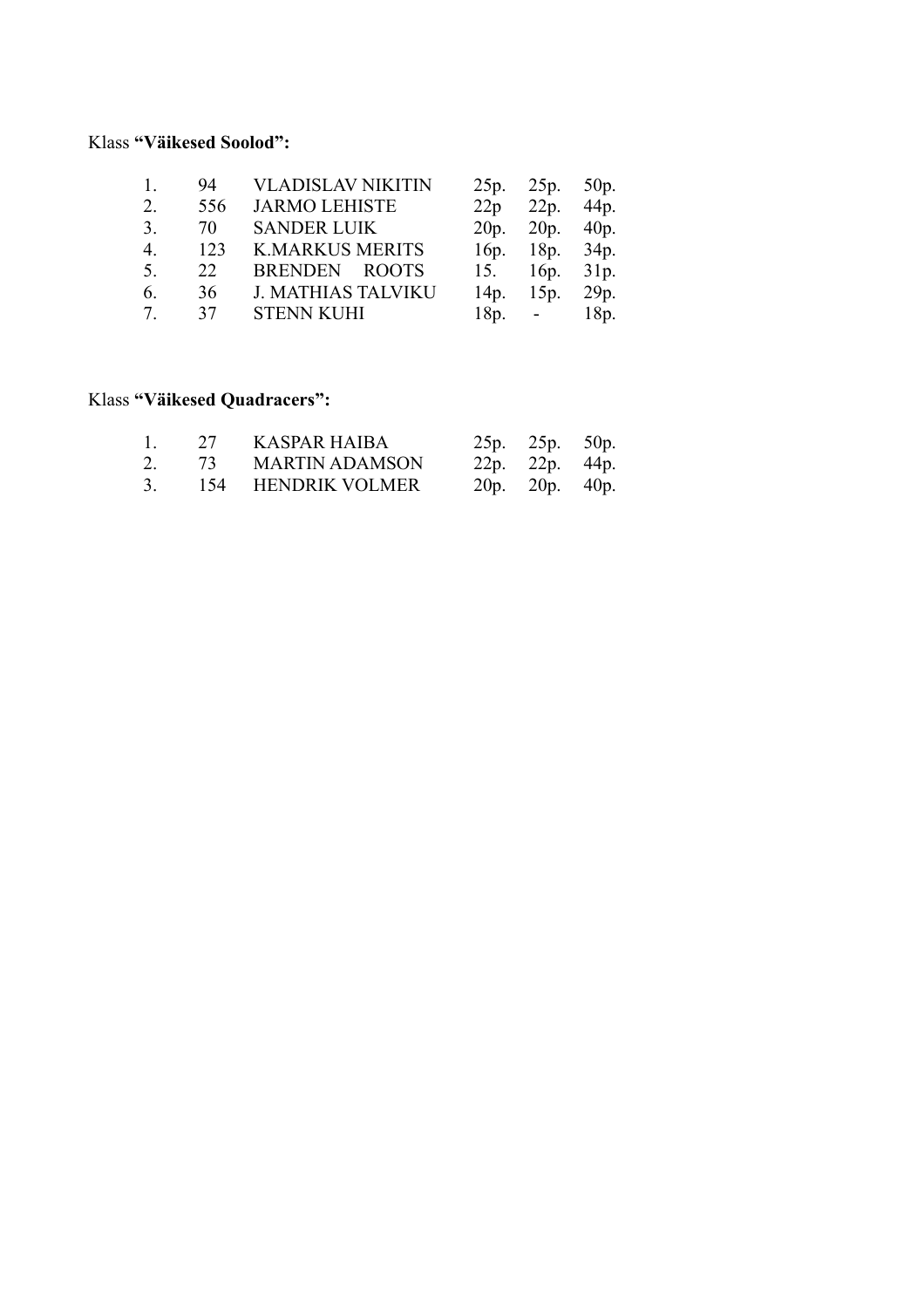Klass **"Väikesed Soolod":**

| | | | | | |
|---|---|---|---|---|---|
| 1. | 94 | VLADISLAV NIKITIN | 25p. | 25p. | 50p. |
| 2. | 556 | JARMO LEHISTE | 22p | 22p. | 44p. |
| 3. | 70 | SANDER LUIK | 20p. | 20p. | 40p. |
| 4. | 123 | K.MARKUS MERITS | 16p. | 18p. | 34p. |
| 5. | 22 | BRENDEN ROOTS | 15. | 16p. | 31p. |
| 6. | 36 | J. MATHIAS TALVIKU | 14p. | 15p. | 29p. |
| 7. | 37 | STENN KUHI | 18p. | - | 18p. |

Klass **"Väikesed Quadracers":**

| | | | | | |
|---|---|---|---|---|---|
| 1. | 27 | KASPAR HAIBA | 25p. | 25p. | 50p. |
| 2. | 73 | MARTIN ADAMSON | 22p. | 22p. | 44p. |
| 3. | 154 | HENDRIK VOLMER | 20p. | 20p. | 40p. |